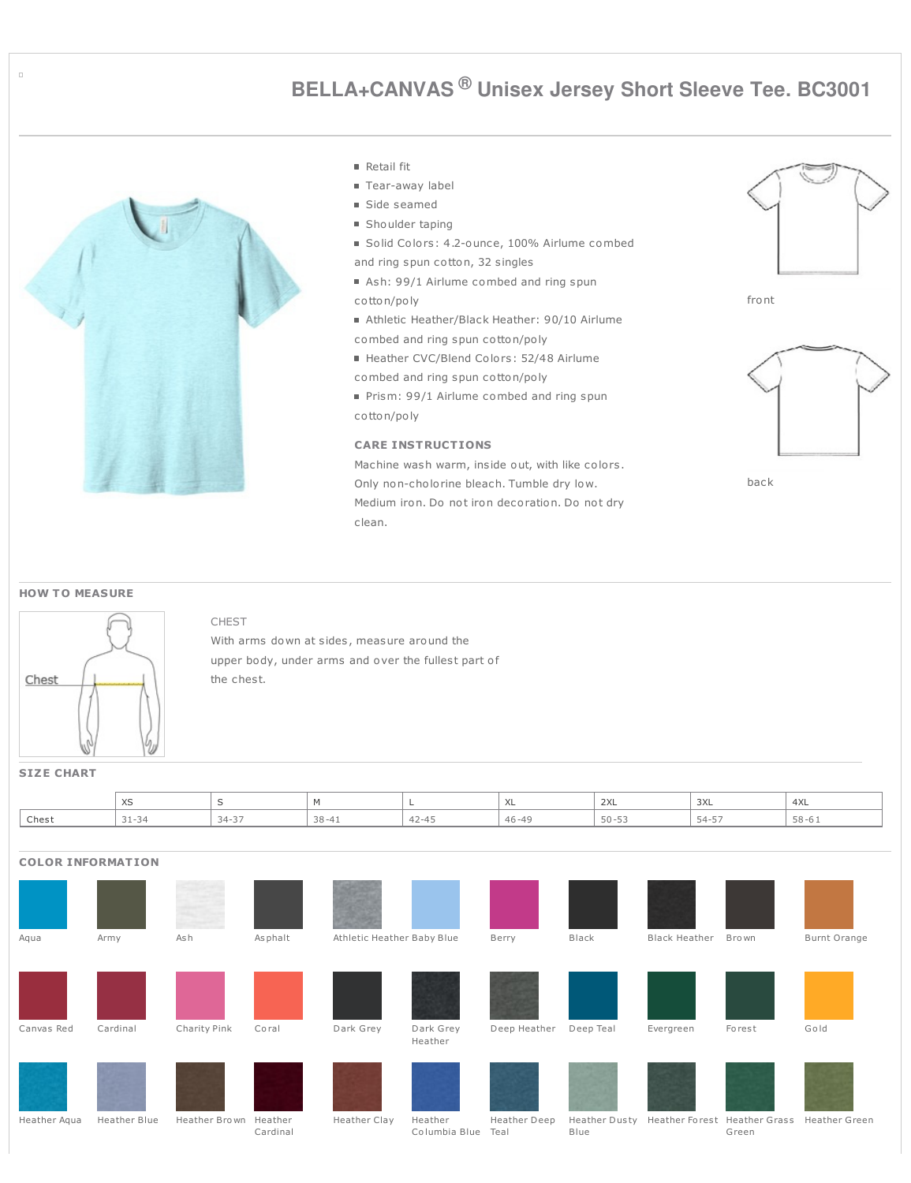# BELLA+CANVAS® Unisex Jersey Short Sleeve Tee. BC3001

- Retail fit
- Tear-away label
- Side seamed
- Shoulder taping
- Solid Colors: 4.2-ounce, 100% Airlume combed and ring spun cotton, 32 singles
- Ash: 99/1 Airlume combed and ring spun cotton/poly
- Athletic Heather/Black Heather: 90/10 Airlume combed and ring spun cotton/poly
- Heather CVC/Blend Colors: 52/48 Airlume combed and ring spun cotton/poly
- Prism: 99/1 Airlume combed and ring spun cotton/poly

**CARE INSTRUCTIONS**

Machine wash warm, inside out, with like colors. Only non-cholorine bleach. Tumble dry low. Medium iron. Do not iron decoration. Do not dry clean.

front

back

## HOW TO MEASURE

Chest

CHEST

With arms down at sides, measure around the upper body, under arms and over the fullest part of the chest.

## SIZE CHART

| | XS | S | M | L | XL | 2XL | 3XL | 4XL |
|---|---|---|---|---|---|---|---|---|
| Chest | 31-34 | 34-37 | 38-41 | 42-45 | 46-49 | 50-53 | 54-57 | 58-61 |

## COLOR INFORMATION

Aqua, Army, Ash, Asphalt, Athletic Heather, Baby Blue, Berry, Black, Black Heather, Brown, Burnt Orange

Canvas Red, Cardinal, Charity Pink, Coral, Dark Grey, Dark Grey Heather, Deep Heather, Deep Teal, Evergreen, Forest, Gold

Heather Aqua, Heather Blue, Heather Brown, Heather Cardinal, Heather Clay, Heather Columbia Blue, Heather Deep Teal, Heather Dusty Blue, Heather Forest, Heather Grass Green, Heather Green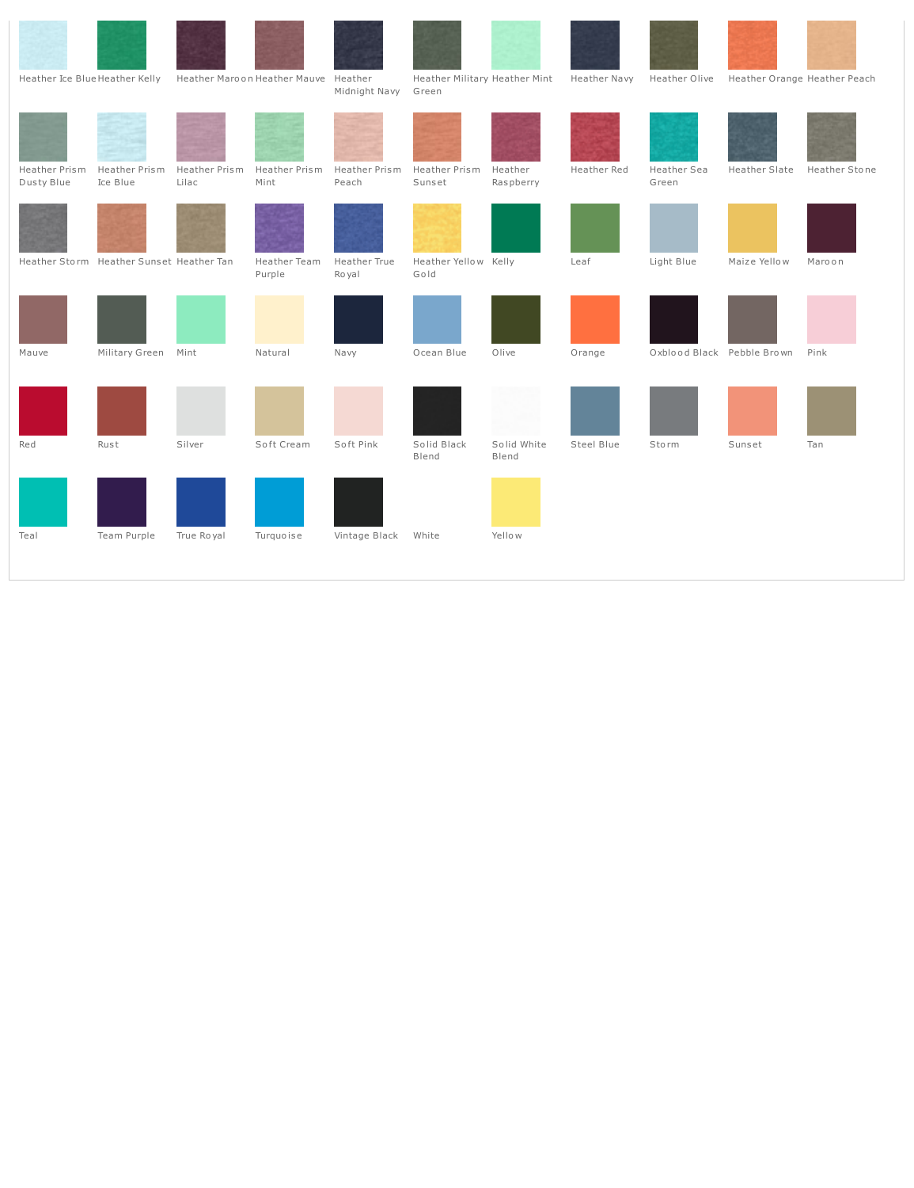| | | | | | | | | | | |
|---|---|---|---|---|---|---|---|---|---|---|
| Heather Ice Blue | Heather Kelly | Heather Maroon | Heather Mauve | Heather Midnight Navy | Heather Military Green | Heather Mint | Heather Navy | Heather Olive | Heather Orange | Heather Peach |
| Heather Prism Dusty Blue | Heather Prism Ice Blue | Heather Prism Lilac | Heather Prism Mint | Heather Prism Peach | Heather Prism Sunset | Heather Raspberry | Heather Red | Heather Sea Green | Heather Slate | Heather Stone |
| Heather Storm | Heather Sunset | Heather Tan | Heather Team Purple | Heather True Royal | Heather Yellow Gold | Kelly | Leaf | Light Blue | Maize Yellow | Maroon |
| Mauve | Military Green | Mint | Natural | Navy | Ocean Blue | Olive | Orange | Oxblood Black | Pebble Brown | Pink |
| Red | Rust | Silver | Soft Cream | Soft Pink | Solid Black Blend | Solid White Blend | Steel Blue | Storm | Sunset | Tan |
| Teal | Team Purple | True Royal | Turquoise | Vintage Black | White | Yellow | | | | |